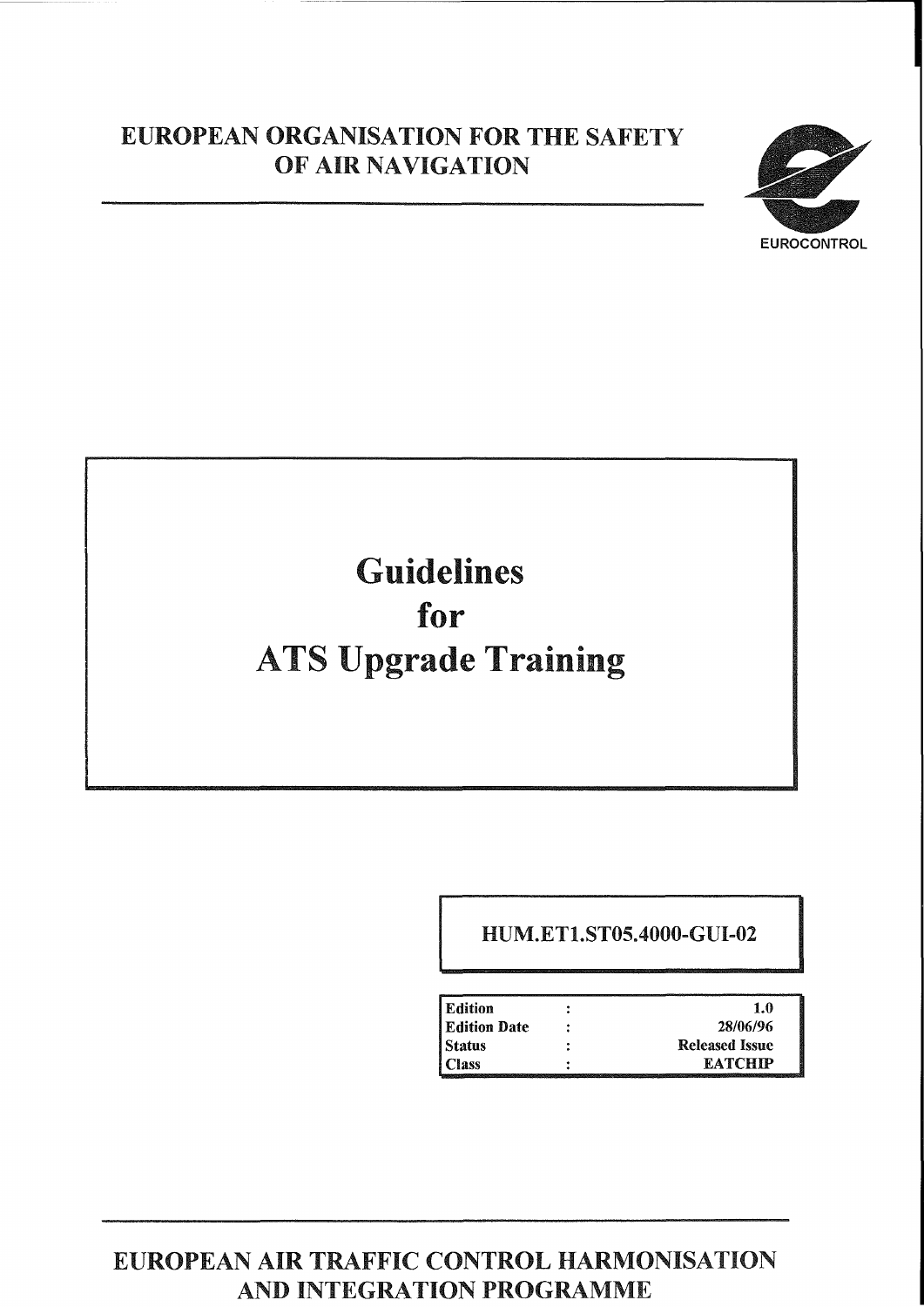# EUROPEAN ORGANISATION FOR THE SAFETY OF AIR NAVIGATION

EUROCONTROL

# Guidelines for ATS Upgrade Training

**HUM.ET1.ST05.4000-GUI-02**

| | | |
|---|---|---|
| **Edition** | : | **1.0** |
| **Edition Date** | : | **28/06/96** |
| **Status** | : | **Released Issue** |
| **Class** | : | **EATCHIP** |

## EUROPEAN AIR TRAFFIC CONTROL HARMONISATION AND INTEGRATION PROGRAMME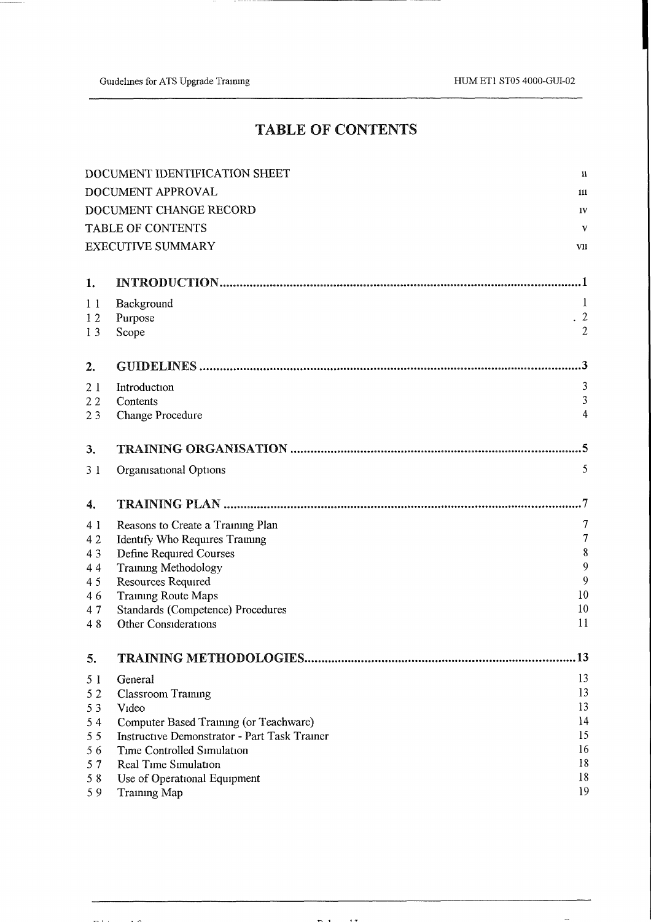# TABLE OF CONTENTS

| | |
|---|---|
| DOCUMENT IDENTIFICATION SHEET | ii |
| DOCUMENT APPROVAL | iii |
| DOCUMENT CHANGE RECORD | iv |
| TABLE OF CONTENTS | v |
| EXECUTIVE SUMMARY | vii |

**1. INTRODUCTION ........................................................................ 1**

| | | |
|---|---|---|
| 1.1 | Background | 1 |
| 1.2 | Purpose | 2 |
| 1.3 | Scope | 2 |

**2. GUIDELINES ........................................................................ 3**

| | | |
|---|---|---|
| 2.1 | Introduction | 3 |
| 2.2 | Contents | 3 |
| 2.3 | Change Procedure | 4 |

**3. TRAINING ORGANISATION ........................................................................ 5**

| | | |
|---|---|---|
| 3.1 | Organisational Options | 5 |

**4. TRAINING PLAN ........................................................................ 7**

| | | |
|---|---|---|
| 4.1 | Reasons to Create a Training Plan | 7 |
| 4.2 | Identify Who Requires Training | 7 |
| 4.3 | Define Required Courses | 8 |
| 4.4 | Training Methodology | 9 |
| 4.5 | Resources Required | 9 |
| 4.6 | Training Route Maps | 10 |
| 4.7 | Standards (Competence) Procedures | 10 |
| 4.8 | Other Considerations | 11 |

**5. TRAINING METHODOLOGIES ........................................................................ 13**

| | | |
|---|---|---|
| 5.1 | General | 13 |
| 5.2 | Classroom Training | 13 |
| 5.3 | Video | 13 |
| 5.4 | Computer Based Training (or Teachware) | 14 |
| 5.5 | Instructive Demonstrator - Part Task Trainer | 15 |
| 5.6 | Time Controlled Simulation | 16 |
| 5.7 | Real Time Simulation | 18 |
| 5.8 | Use of Operational Equipment | 18 |
| 5.9 | Training Map | 19 |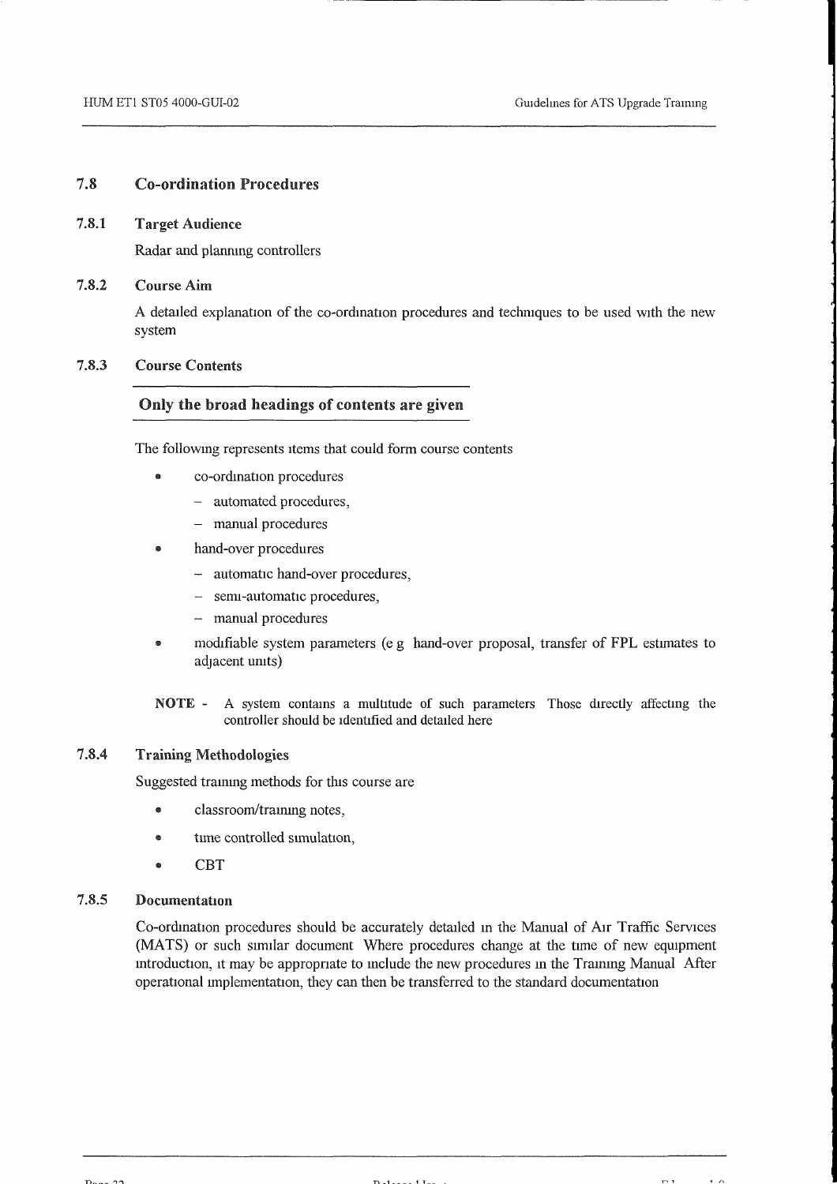## 7.8 Co-ordination Procedures

### 7.8.1 Target Audience

Radar and planning controllers

### 7.8.2 Course Aim

A detailed explanation of the co-ordination procedures and techniques to be used with the new system

### 7.8.3 Course Contents

**Only the broad headings of contents are given**

The following represents items that could form course contents

- co-ordination procedures
  - automated procedures,
  - manual procedures
- hand-over procedures
  - automatic hand-over procedures,
  - semi-automatic procedures,
  - manual procedures
- modifiable system parameters (e g hand-over proposal, transfer of FPL estimates to adjacent units)

**NOTE -** A system contains a multitude of such parameters Those directly affecting the controller should be identified and detailed here

### 7.8.4 Training Methodologies

Suggested training methods for this course are

- classroom/training notes,
- time controlled simulation,
- CBT

### 7.8.5 Documentation

Co-ordination procedures should be accurately detailed in the Manual of Air Traffic Services (MATS) or such similar document Where procedures change at the time of new equipment introduction, it may be appropriate to include the new procedures in the Training Manual After operational implementation, they can then be transferred to the standard documentation